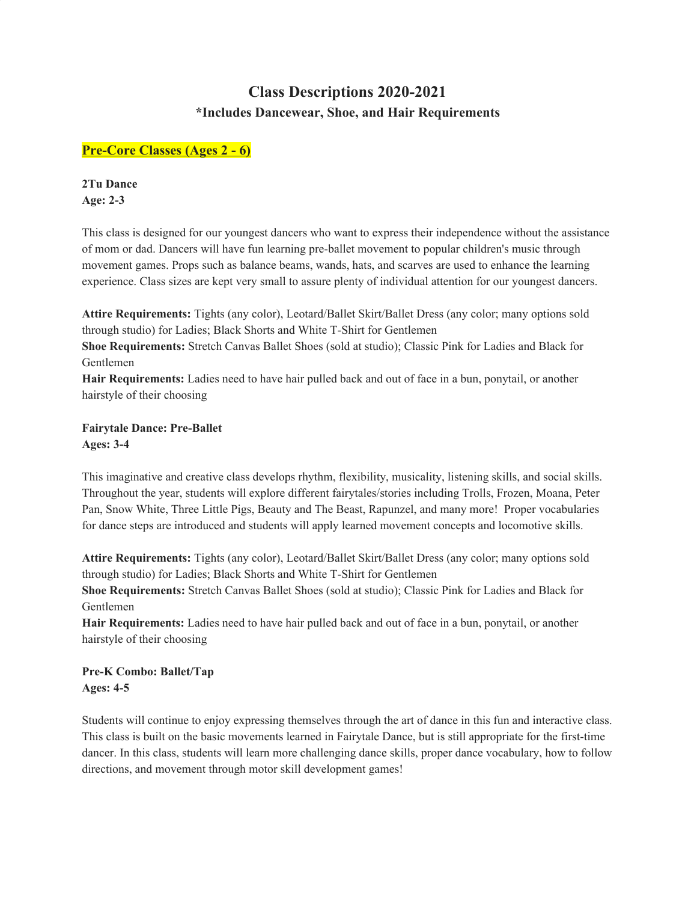# Class Descriptions 2020-2021

**\*Includes Dancewear, Shoe, and Hair Requirements**

## Pre-Core Classes (Ages 2 - 6)

**2Tu Dance**
**Age: 2-3**

This class is designed for our youngest dancers who want to express their independence without the assistance of mom or dad. Dancers will have fun learning pre-ballet movement to popular children's music through movement games. Props such as balance beams, wands, hats, and scarves are used to enhance the learning experience. Class sizes are kept very small to assure plenty of individual attention for our youngest dancers.

**Attire Requirements:** Tights (any color), Leotard/Ballet Skirt/Ballet Dress (any color; many options sold through studio) for Ladies; Black Shorts and White T-Shirt for Gentlemen
**Shoe Requirements:** Stretch Canvas Ballet Shoes (sold at studio); Classic Pink for Ladies and Black for Gentlemen
**Hair Requirements:** Ladies need to have hair pulled back and out of face in a bun, ponytail, or another hairstyle of their choosing

**Fairytale Dance: Pre-Ballet**
**Ages: 3-4**

This imaginative and creative class develops rhythm, flexibility, musicality, listening skills, and social skills. Throughout the year, students will explore different fairytales/stories including Trolls, Frozen, Moana, Peter Pan, Snow White, Three Little Pigs, Beauty and The Beast, Rapunzel, and many more! Proper vocabularies for dance steps are introduced and students will apply learned movement concepts and locomotive skills.

**Attire Requirements:** Tights (any color), Leotard/Ballet Skirt/Ballet Dress (any color; many options sold through studio) for Ladies; Black Shorts and White T-Shirt for Gentlemen
**Shoe Requirements:** Stretch Canvas Ballet Shoes (sold at studio); Classic Pink for Ladies and Black for Gentlemen
**Hair Requirements:** Ladies need to have hair pulled back and out of face in a bun, ponytail, or another hairstyle of their choosing

**Pre-K Combo: Ballet/Tap**
**Ages: 4-5**

Students will continue to enjoy expressing themselves through the art of dance in this fun and interactive class. This class is built on the basic movements learned in Fairytale Dance, but is still appropriate for the first-time dancer. In this class, students will learn more challenging dance skills, proper dance vocabulary, how to follow directions, and movement through motor skill development games!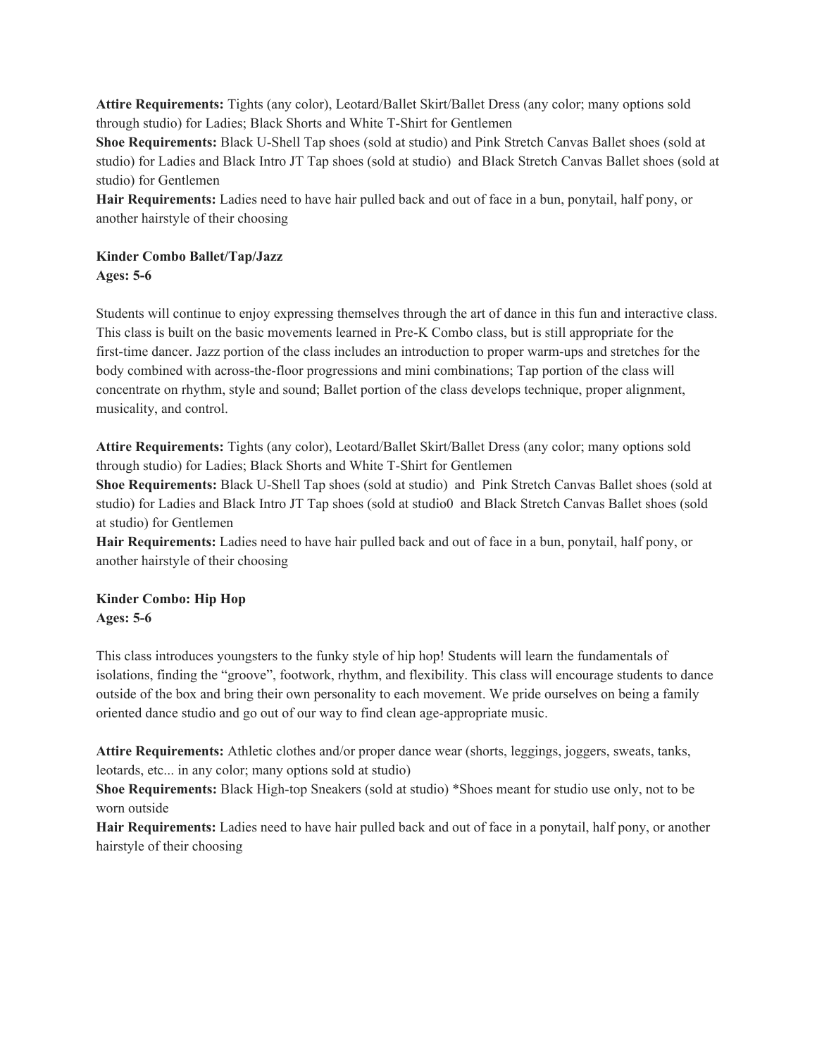**Attire Requirements:** Tights (any color), Leotard/Ballet Skirt/Ballet Dress (any color; many options sold through studio) for Ladies; Black Shorts and White T-Shirt for Gentlemen

**Shoe Requirements:** Black U-Shell Tap shoes (sold at studio) and Pink Stretch Canvas Ballet shoes (sold at studio) for Ladies and Black Intro JT Tap shoes (sold at studio) and Black Stretch Canvas Ballet shoes (sold at studio) for Gentlemen

**Hair Requirements:** Ladies need to have hair pulled back and out of face in a bun, ponytail, half pony, or another hairstyle of their choosing

**Kinder Combo Ballet/Tap/Jazz**
**Ages: 5-6**

Students will continue to enjoy expressing themselves through the art of dance in this fun and interactive class. This class is built on the basic movements learned in Pre-K Combo class, but is still appropriate for the first-time dancer. Jazz portion of the class includes an introduction to proper warm-ups and stretches for the body combined with across-the-floor progressions and mini combinations; Tap portion of the class will concentrate on rhythm, style and sound; Ballet portion of the class develops technique, proper alignment, musicality, and control.

**Attire Requirements:** Tights (any color), Leotard/Ballet Skirt/Ballet Dress (any color; many options sold through studio) for Ladies; Black Shorts and White T-Shirt for Gentlemen

**Shoe Requirements:** Black U-Shell Tap shoes (sold at studio) and Pink Stretch Canvas Ballet shoes (sold at studio) for Ladies and Black Intro JT Tap shoes (sold at studio0 and Black Stretch Canvas Ballet shoes (sold at studio) for Gentlemen

**Hair Requirements:** Ladies need to have hair pulled back and out of face in a bun, ponytail, half pony, or another hairstyle of their choosing

**Kinder Combo: Hip Hop**
**Ages: 5-6**

This class introduces youngsters to the funky style of hip hop! Students will learn the fundamentals of isolations, finding the "groove", footwork, rhythm, and flexibility. This class will encourage students to dance outside of the box and bring their own personality to each movement. We pride ourselves on being a family oriented dance studio and go out of our way to find clean age-appropriate music.

**Attire Requirements:** Athletic clothes and/or proper dance wear (shorts, leggings, joggers, sweats, tanks, leotards, etc... in any color; many options sold at studio)

**Shoe Requirements:** Black High-top Sneakers (sold at studio) *Shoes meant for studio use only, not to be worn outside

**Hair Requirements:** Ladies need to have hair pulled back and out of face in a ponytail, half pony, or another hairstyle of their choosing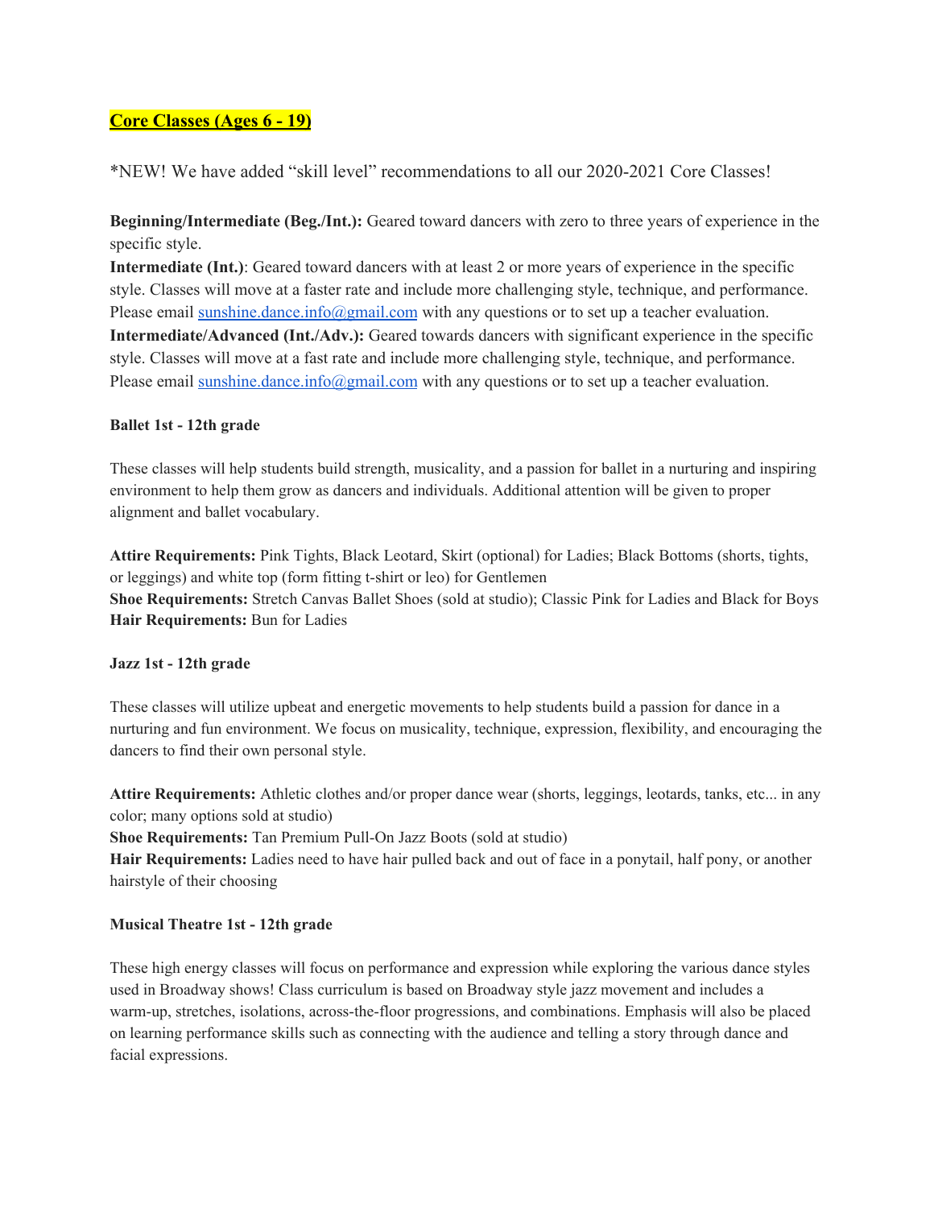## Core Classes (Ages 6 - 19)

*NEW! We have added "skill level" recommendations to all our 2020-2021 Core Classes!

**Beginning/Intermediate (Beg./Int.):** Geared toward dancers with zero to three years of experience in the specific style.
**Intermediate (Int.)**: Geared toward dancers with at least 2 or more years of experience in the specific style. Classes will move at a faster rate and include more challenging style, technique, and performance. Please email sunshine.dance.info@gmail.com with any questions or to set up a teacher evaluation.
**Intermediate/Advanced (Int./Adv.):** Geared towards dancers with significant experience in the specific style. Classes will move at a fast rate and include more challenging style, technique, and performance. Please email sunshine.dance.info@gmail.com with any questions or to set up a teacher evaluation.

### Ballet 1st - 12th grade

These classes will help students build strength, musicality, and a passion for ballet in a nurturing and inspiring environment to help them grow as dancers and individuals. Additional attention will be given to proper alignment and ballet vocabulary.

**Attire Requirements:** Pink Tights, Black Leotard, Skirt (optional) for Ladies; Black Bottoms (shorts, tights, or leggings) and white top (form fitting t-shirt or leo) for Gentlemen
**Shoe Requirements:** Stretch Canvas Ballet Shoes (sold at studio); Classic Pink for Ladies and Black for Boys
**Hair Requirements:** Bun for Ladies

### Jazz 1st - 12th grade

These classes will utilize upbeat and energetic movements to help students build a passion for dance in a nurturing and fun environment. We focus on musicality, technique, expression, flexibility, and encouraging the dancers to find their own personal style.

**Attire Requirements:** Athletic clothes and/or proper dance wear (shorts, leggings, leotards, tanks, etc... in any color; many options sold at studio)
**Shoe Requirements:** Tan Premium Pull-On Jazz Boots (sold at studio)
**Hair Requirements:** Ladies need to have hair pulled back and out of face in a ponytail, half pony, or another hairstyle of their choosing

### Musical Theatre 1st - 12th grade

These high energy classes will focus on performance and expression while exploring the various dance styles used in Broadway shows! Class curriculum is based on Broadway style jazz movement and includes a warm-up, stretches, isolations, across-the-floor progressions, and combinations. Emphasis will also be placed on learning performance skills such as connecting with the audience and telling a story through dance and facial expressions.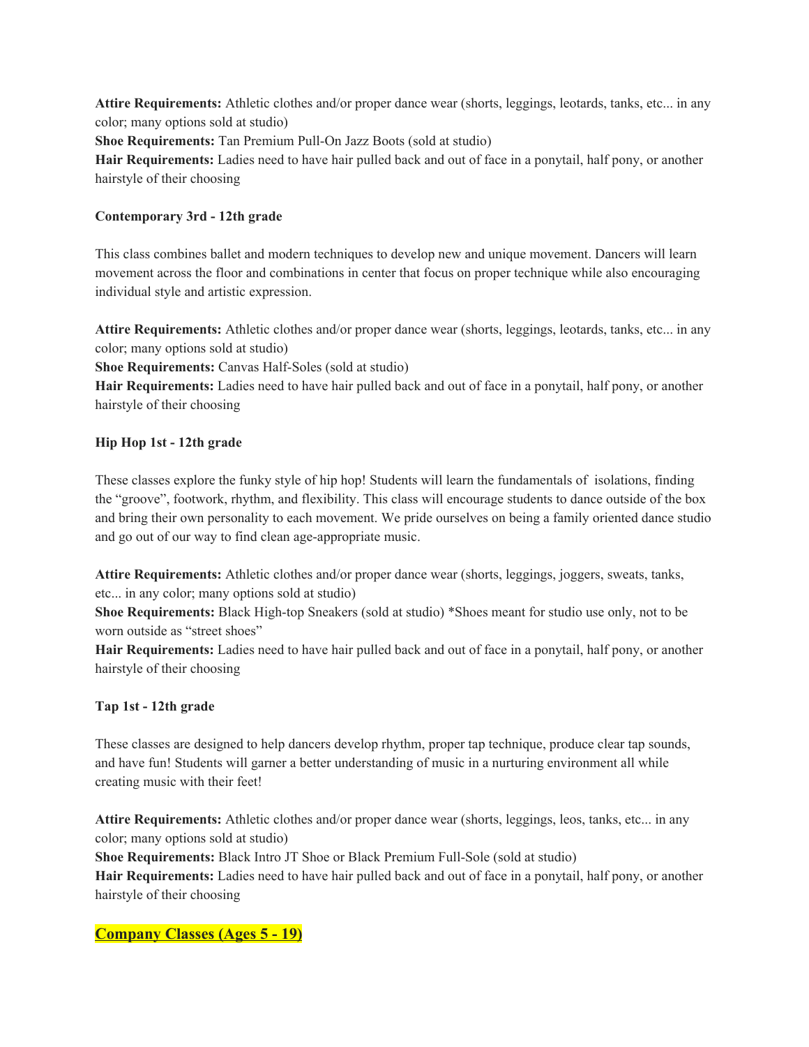**Attire Requirements:** Athletic clothes and/or proper dance wear (shorts, leggings, leotards, tanks, etc... in any color; many options sold at studio)
**Shoe Requirements:** Tan Premium Pull-On Jazz Boots (sold at studio)
**Hair Requirements:** Ladies need to have hair pulled back and out of face in a ponytail, half pony, or another hairstyle of their choosing

**Contemporary 3rd - 12th grade**

This class combines ballet and modern techniques to develop new and unique movement. Dancers will learn movement across the floor and combinations in center that focus on proper technique while also encouraging individual style and artistic expression.

**Attire Requirements:** Athletic clothes and/or proper dance wear (shorts, leggings, leotards, tanks, etc... in any color; many options sold at studio)
**Shoe Requirements:** Canvas Half-Soles (sold at studio)
**Hair Requirements:** Ladies need to have hair pulled back and out of face in a ponytail, half pony, or another hairstyle of their choosing

**Hip Hop 1st - 12th grade**

These classes explore the funky style of hip hop! Students will learn the fundamentals of isolations, finding the "groove", footwork, rhythm, and flexibility. This class will encourage students to dance outside of the box and bring their own personality to each movement. We pride ourselves on being a family oriented dance studio and go out of our way to find clean age-appropriate music.

**Attire Requirements:** Athletic clothes and/or proper dance wear (shorts, leggings, joggers, sweats, tanks, etc... in any color; many options sold at studio)
**Shoe Requirements:** Black High-top Sneakers (sold at studio) *Shoes meant for studio use only, not to be worn outside as "street shoes"
**Hair Requirements:** Ladies need to have hair pulled back and out of face in a ponytail, half pony, or another hairstyle of their choosing

**Tap 1st - 12th grade**

These classes are designed to help dancers develop rhythm, proper tap technique, produce clear tap sounds, and have fun! Students will garner a better understanding of music in a nurturing environment all while creating music with their feet!

**Attire Requirements:** Athletic clothes and/or proper dance wear (shorts, leggings, leos, tanks, etc... in any color; many options sold at studio)
**Shoe Requirements:** Black Intro JT Shoe or Black Premium Full-Sole (sold at studio)
**Hair Requirements:** Ladies need to have hair pulled back and out of face in a ponytail, half pony, or another hairstyle of their choosing

## Company Classes (Ages 5 - 19)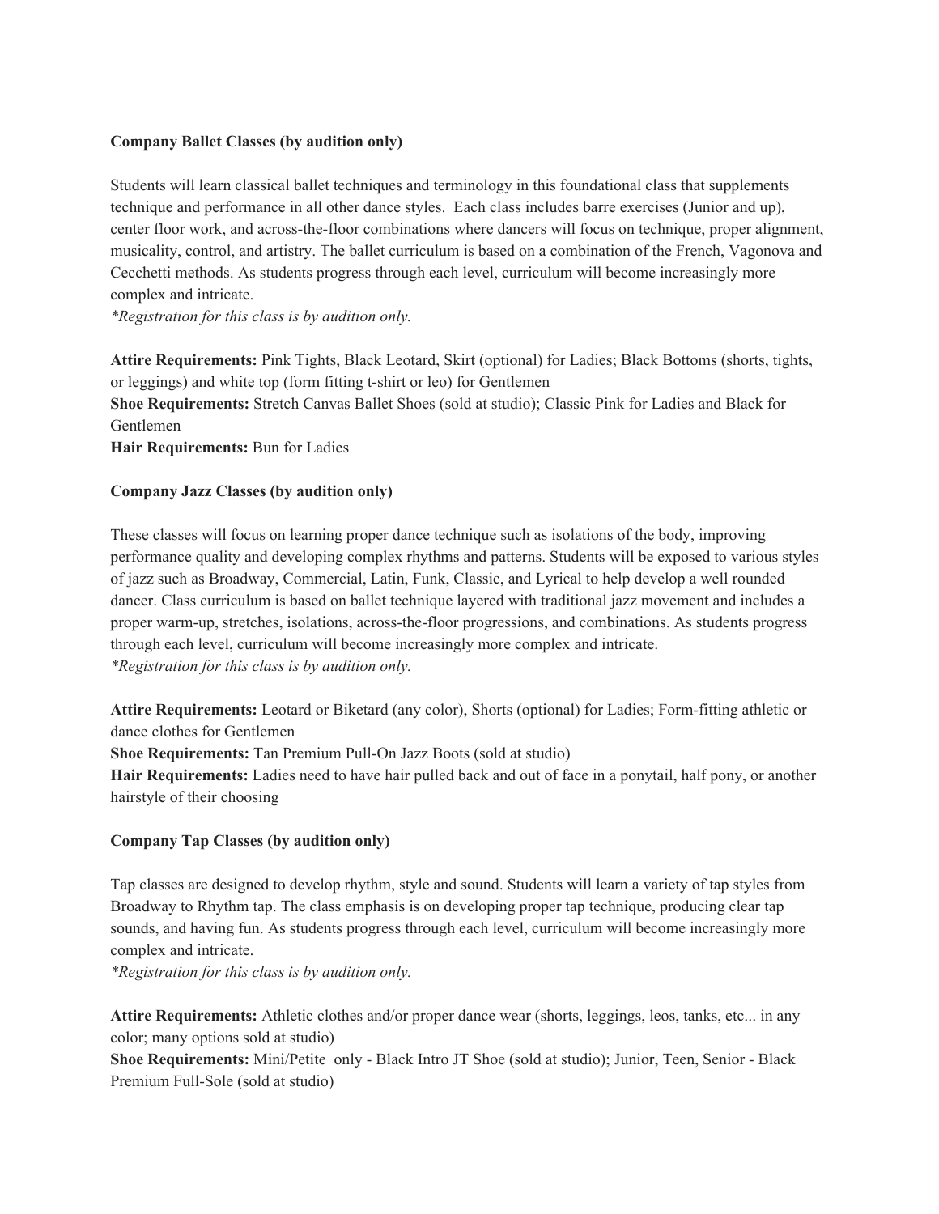**Company Ballet Classes (by audition only)**

Students will learn classical ballet techniques and terminology in this foundational class that supplements technique and performance in all other dance styles. Each class includes barre exercises (Junior and up), center floor work, and across-the-floor combinations where dancers will focus on technique, proper alignment, musicality, control, and artistry. The ballet curriculum is based on a combination of the French, Vagonova and Cecchetti methods. As students progress through each level, curriculum will become increasingly more complex and intricate.
*\*Registration for this class is by audition only.*

**Attire Requirements:** Pink Tights, Black Leotard, Skirt (optional) for Ladies; Black Bottoms (shorts, tights, or leggings) and white top (form fitting t-shirt or leo) for Gentlemen
**Shoe Requirements:** Stretch Canvas Ballet Shoes (sold at studio); Classic Pink for Ladies and Black for Gentlemen
**Hair Requirements:** Bun for Ladies

**Company Jazz Classes (by audition only)**

These classes will focus on learning proper dance technique such as isolations of the body, improving performance quality and developing complex rhythms and patterns. Students will be exposed to various styles of jazz such as Broadway, Commercial, Latin, Funk, Classic, and Lyrical to help develop a well rounded dancer. Class curriculum is based on ballet technique layered with traditional jazz movement and includes a proper warm-up, stretches, isolations, across-the-floor progressions, and combinations. As students progress through each level, curriculum will become increasingly more complex and intricate.
*\*Registration for this class is by audition only.*

**Attire Requirements:** Leotard or Biketard (any color), Shorts (optional) for Ladies; Form-fitting athletic or dance clothes for Gentlemen
**Shoe Requirements:** Tan Premium Pull-On Jazz Boots (sold at studio)
**Hair Requirements:** Ladies need to have hair pulled back and out of face in a ponytail, half pony, or another hairstyle of their choosing

**Company Tap Classes (by audition only)**

Tap classes are designed to develop rhythm, style and sound. Students will learn a variety of tap styles from Broadway to Rhythm tap. The class emphasis is on developing proper tap technique, producing clear tap sounds, and having fun. As students progress through each level, curriculum will become increasingly more complex and intricate.
*\*Registration for this class is by audition only.*

**Attire Requirements:** Athletic clothes and/or proper dance wear (shorts, leggings, leos, tanks, etc... in any color; many options sold at studio)
**Shoe Requirements:** Mini/Petite only - Black Intro JT Shoe (sold at studio); Junior, Teen, Senior - Black Premium Full-Sole (sold at studio)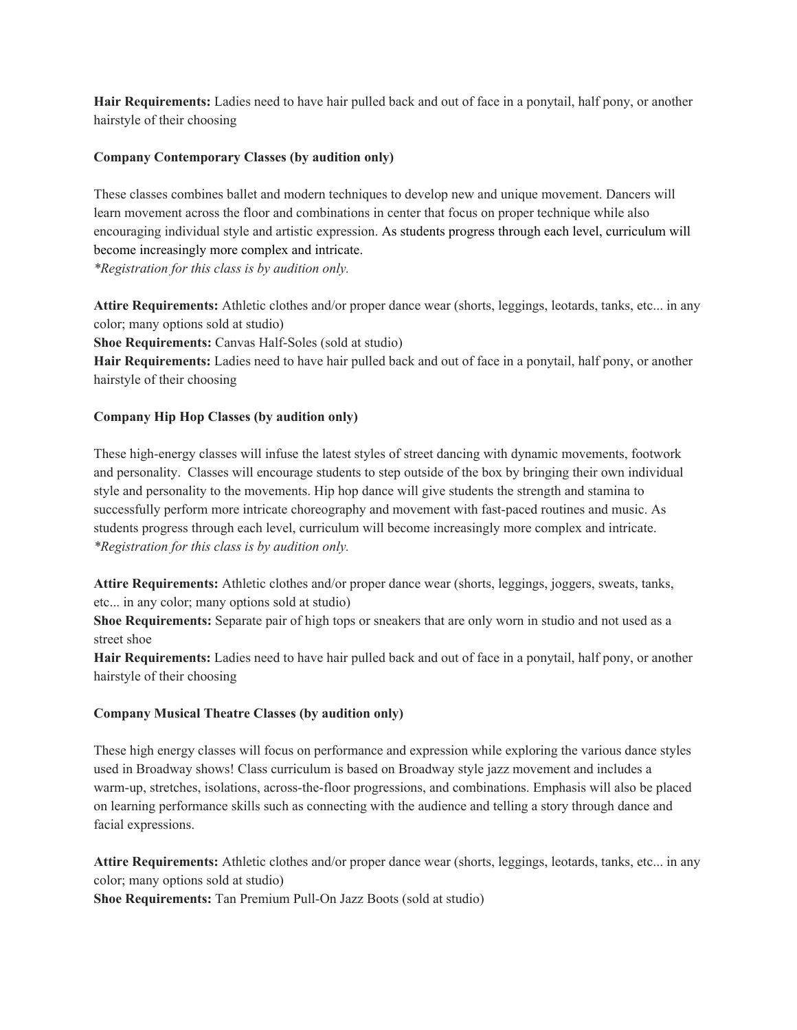**Hair Requirements:** Ladies need to have hair pulled back and out of face in a ponytail, half pony, or another hairstyle of their choosing

**Company Contemporary Classes (by audition only)**

These classes combines ballet and modern techniques to develop new and unique movement. Dancers will learn movement across the floor and combinations in center that focus on proper technique while also encouraging individual style and artistic expression. As students progress through each level, curriculum will become increasingly more complex and intricate.
*\*Registration for this class is by audition only.*

**Attire Requirements:** Athletic clothes and/or proper dance wear (shorts, leggings, leotards, tanks, etc... in any color; many options sold at studio)
**Shoe Requirements:** Canvas Half-Soles (sold at studio)
**Hair Requirements:** Ladies need to have hair pulled back and out of face in a ponytail, half pony, or another hairstyle of their choosing

**Company Hip Hop Classes (by audition only)**

These high-energy classes will infuse the latest styles of street dancing with dynamic movements, footwork and personality. Classes will encourage students to step outside of the box by bringing their own individual style and personality to the movements. Hip hop dance will give students the strength and stamina to successfully perform more intricate choreography and movement with fast-paced routines and music. As students progress through each level, curriculum will become increasingly more complex and intricate.
*\*Registration for this class is by audition only.*

**Attire Requirements:** Athletic clothes and/or proper dance wear (shorts, leggings, joggers, sweats, tanks, etc... in any color; many options sold at studio)
**Shoe Requirements:** Separate pair of high tops or sneakers that are only worn in studio and not used as a street shoe
**Hair Requirements:** Ladies need to have hair pulled back and out of face in a ponytail, half pony, or another hairstyle of their choosing

**Company Musical Theatre Classes (by audition only)**

These high energy classes will focus on performance and expression while exploring the various dance styles used in Broadway shows! Class curriculum is based on Broadway style jazz movement and includes a warm-up, stretches, isolations, across-the-floor progressions, and combinations. Emphasis will also be placed on learning performance skills such as connecting with the audience and telling a story through dance and facial expressions.

**Attire Requirements:** Athletic clothes and/or proper dance wear (shorts, leggings, leotards, tanks, etc... in any color; many options sold at studio)
**Shoe Requirements:** Tan Premium Pull-On Jazz Boots (sold at studio)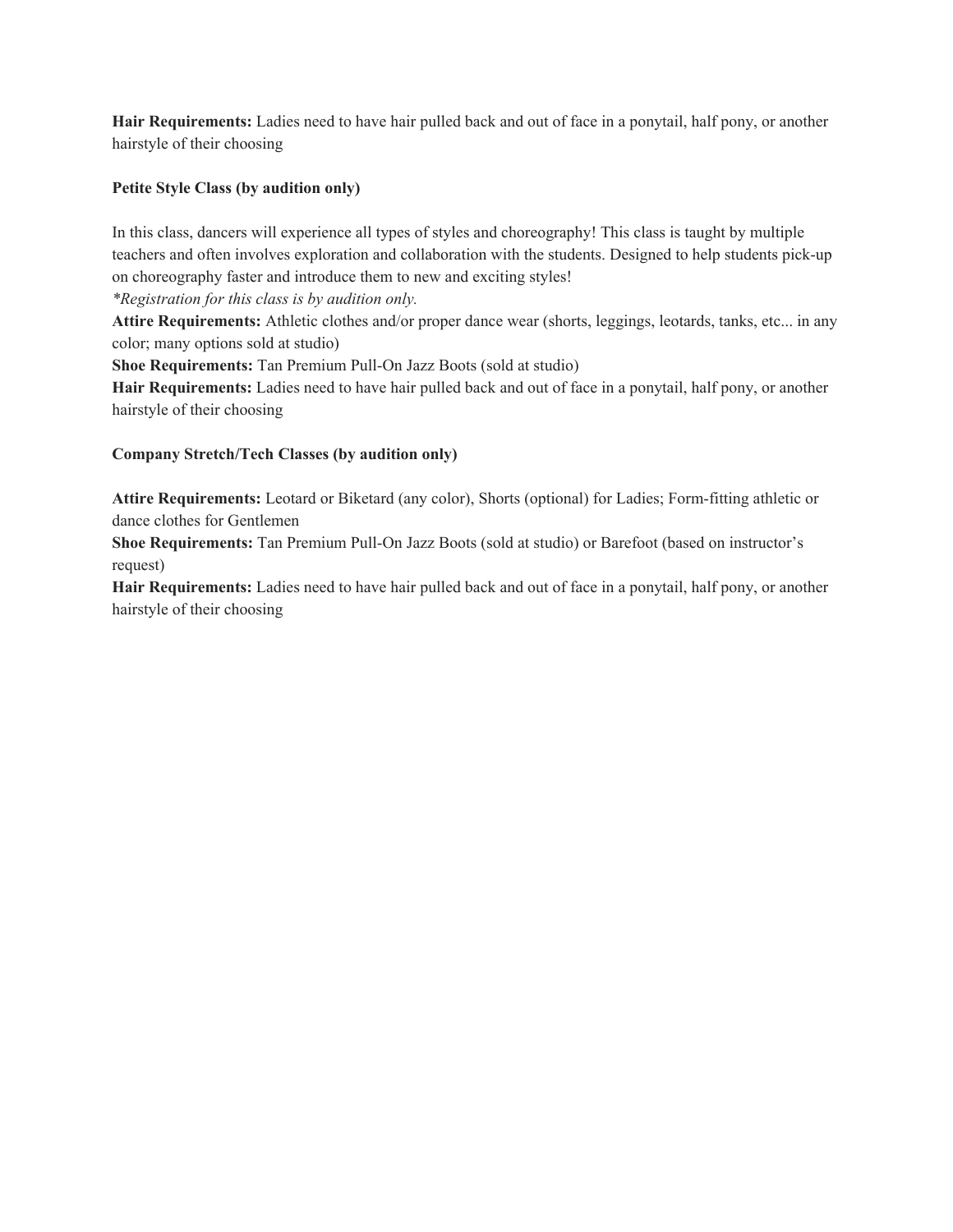**Hair Requirements:** Ladies need to have hair pulled back and out of face in a ponytail, half pony, or another hairstyle of their choosing

**Petite Style Class (by audition only)**

In this class, dancers will experience all types of styles and choreography! This class is taught by multiple teachers and often involves exploration and collaboration with the students. Designed to help students pick-up on choreography faster and introduce them to new and exciting styles!

*\*Registration for this class is by audition only.*

**Attire Requirements:** Athletic clothes and/or proper dance wear (shorts, leggings, leotards, tanks, etc... in any color; many options sold at studio)

**Shoe Requirements:** Tan Premium Pull-On Jazz Boots (sold at studio)

**Hair Requirements:** Ladies need to have hair pulled back and out of face in a ponytail, half pony, or another hairstyle of their choosing

**Company Stretch/Tech Classes (by audition only)**

**Attire Requirements:** Leotard or Biketard (any color), Shorts (optional) for Ladies; Form-fitting athletic or dance clothes for Gentlemen

**Shoe Requirements:** Tan Premium Pull-On Jazz Boots (sold at studio) or Barefoot (based on instructor's request)

**Hair Requirements:** Ladies need to have hair pulled back and out of face in a ponytail, half pony, or another hairstyle of their choosing